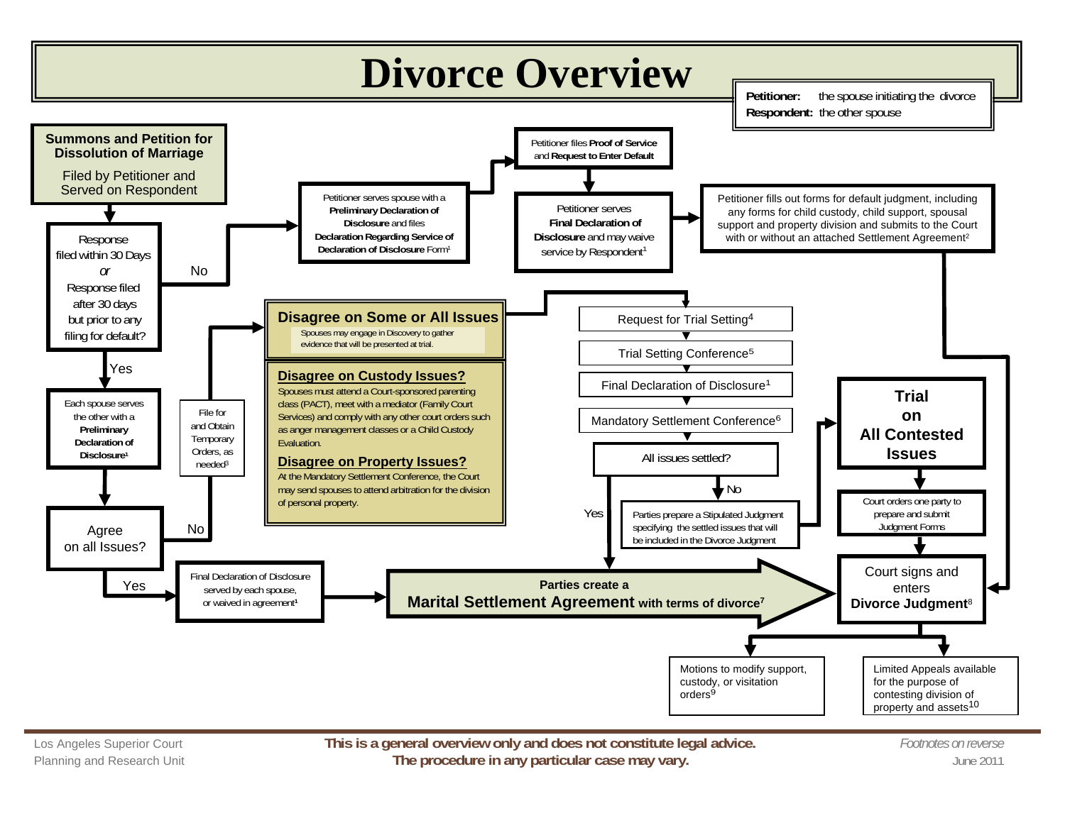# Divorce Overview

**Petitioner:** the spouse initiating the divorce
**Respondent:** the other spouse

**Summons and Petition for Dissolution of Marriage**

Filed by Petitioner and Served on Respondent

Response filed within 30 Days *or* Response filed after 30 days but prior to any filing for default?

No

Petitioner serves spouse with a **Preliminary Declaration of Disclosure** and files **Declaration Regarding Service of Declaration of Disclosure** Form[1]

Petitioner files **Proof of Service** and **Request to Enter Default**

Petitioner serves **Final Declaration of Disclosure** and may waive service by Respondent[1]

Petitioner fills out forms for default judgment, including any forms for child custody, child support, spousal support and property division and submits to the Court with or without an attached Settlement Agreement[2]

Yes

Each spouse serves the other with a **Preliminary Declaration of Disclosure**[1]

Agree on all Issues?

No

File for and Obtain Temporary Orders, as needed[3]

**Disagree on Some or All Issues**

Spouses may engage in Discovery to gather evidence that will be presented at trial.

**Disagree on Custody Issues?**

Spouses must attend a Court-sponsored parenting class (PACT), meet with a mediator (Family Court Services) and comply with any other court orders such as anger management classes or a Child Custody Evaluation.

**Disagree on Property Issues?**

At the Mandatory Settlement Conference, the Court may send spouses to attend arbitration for the division of personal property.

Request for Trial Setting[4]

Trial Setting Conference[5]

Final Declaration of Disclosure[1]

Mandatory Settlement Conference[6]

All issues settled?

No

Parties prepare a Stipulated Judgment specifying the settled issues that will be included in the Divorce Judgment

**Trial on All Contested Issues**

Court orders one party to prepare and submit Judgment Forms

Yes

Yes

Final Declaration of Disclosure served by each spouse, or waived in agreement[1]

**Parties create a Marital Settlement Agreement with terms of divorce[7]**

Court signs and enters **Divorce Judgment**[8]

Motions to modify support, custody, or visitation orders[9]

Limited Appeals available for the purpose of contesting division of property and assets[10]

Los Angeles Superior Court
Planning and Research Unit

**This is a general overview only and does not constitute legal advice.**
**The procedure in any particular case may vary.**

*Footnotes on reverse*
June 2011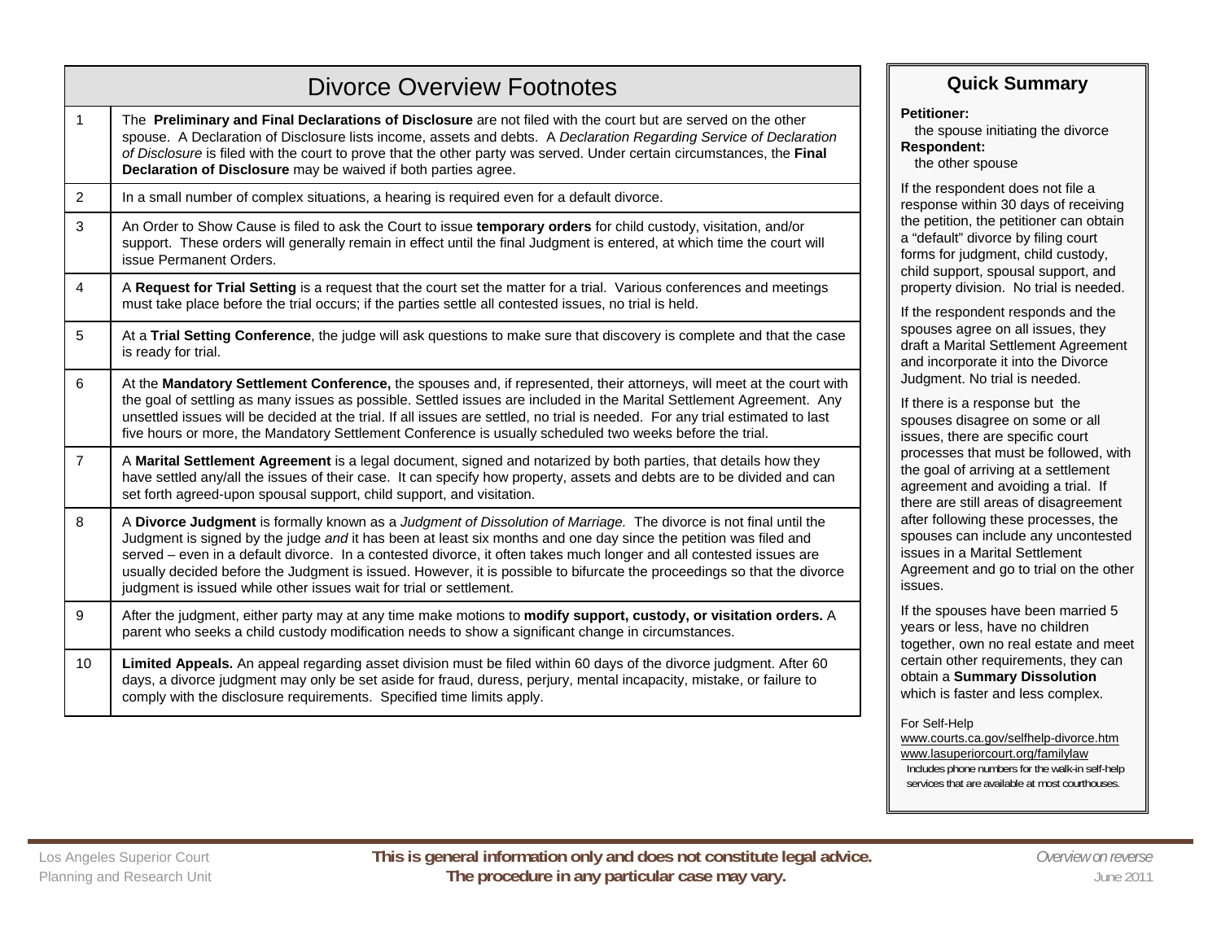# Divorce Overview Footnotes

| | |
|---|---|
| 1 | The **Preliminary and Final Declarations of Disclosure** are not filed with the court but are served on the other spouse. A Declaration of Disclosure lists income, assets and debts. A *Declaration Regarding Service of Declaration of Disclosure* is filed with the court to prove that the other party was served. Under certain circumstances, the **Final Declaration of Disclosure** may be waived if both parties agree. |
| 2 | In a small number of complex situations, a hearing is required even for a default divorce. |
| 3 | An Order to Show Cause is filed to ask the Court to issue **temporary orders** for child custody, visitation, and/or support. These orders will generally remain in effect until the final Judgment is entered, at which time the court will issue Permanent Orders. |
| 4 | A **Request for Trial Setting** is a request that the court set the matter for a trial. Various conferences and meetings must take place before the trial occurs; if the parties settle all contested issues, no trial is held. |
| 5 | At a **Trial Setting Conference**, the judge will ask questions to make sure that discovery is complete and that the case is ready for trial. |
| 6 | At the **Mandatory Settlement Conference,** the spouses and, if represented, their attorneys, will meet at the court with the goal of settling as many issues as possible. Settled issues are included in the Marital Settlement Agreement. Any unsettled issues will be decided at the trial. If all issues are settled, no trial is needed. For any trial estimated to last five hours or more, the Mandatory Settlement Conference is usually scheduled two weeks before the trial. |
| 7 | A **Marital Settlement Agreement** is a legal document, signed and notarized by both parties, that details how they have settled any/all the issues of their case. It can specify how property, assets and debts are to be divided and can set forth agreed-upon spousal support, child support, and visitation. |
| 8 | A **Divorce Judgment** is formally known as a *Judgment of Dissolution of Marriage.* The divorce is not final until the Judgment is signed by the judge *and* it has been at least six months and one day since the petition was filed and served – even in a default divorce. In a contested divorce, it often takes much longer and all contested issues are usually decided before the Judgment is issued. However, it is possible to bifurcate the proceedings so that the divorce judgment is issued while other issues wait for trial or settlement. |
| 9 | After the judgment, either party may at any time make motions to **modify support, custody, or visitation orders.** A parent who seeks a child custody modification needs to show a significant change in circumstances. |
| 10 | **Limited Appeals.** An appeal regarding asset division must be filed within 60 days of the divorce judgment. After 60 days, a divorce judgment may only be set aside for fraud, duress, perjury, mental incapacity, mistake, or failure to comply with the disclosure requirements. Specified time limits apply. |

## Quick Summary

**Petitioner:**
the spouse initiating the divorce

**Respondent:**
the other spouse

If the respondent does not file a response within 30 days of receiving the petition, the petitioner can obtain a "default" divorce by filing court forms for judgment, child custody, child support, spousal support, and property division. No trial is needed.

If the respondent responds and the spouses agree on all issues, they draft a Marital Settlement Agreement and incorporate it into the Divorce Judgment. No trial is needed.

If there is a response but the spouses disagree on some or all issues, there are specific court processes that must be followed, with the goal of arriving at a settlement agreement and avoiding a trial. If there are still areas of disagreement after following these processes, the spouses can include any uncontested issues in a Marital Settlement Agreement and go to trial on the other issues.

If the spouses have been married 5 years or less, have no children together, own no real estate and meet certain other requirements, they can obtain a **Summary Dissolution** which is faster and less complex.

For Self-Help
www.courts.ca.gov/selfhelp-divorce.htm
www.lasuperiorcourt.org/familylaw
Includes phone numbers for the walk-in self-help services that are available at most courthouses.

Los Angeles Superior Court
Planning and Research Unit

**This is general information only and does not constitute legal advice.**
**The procedure in any particular case may vary.**

*Overview on reverse*
June 2011